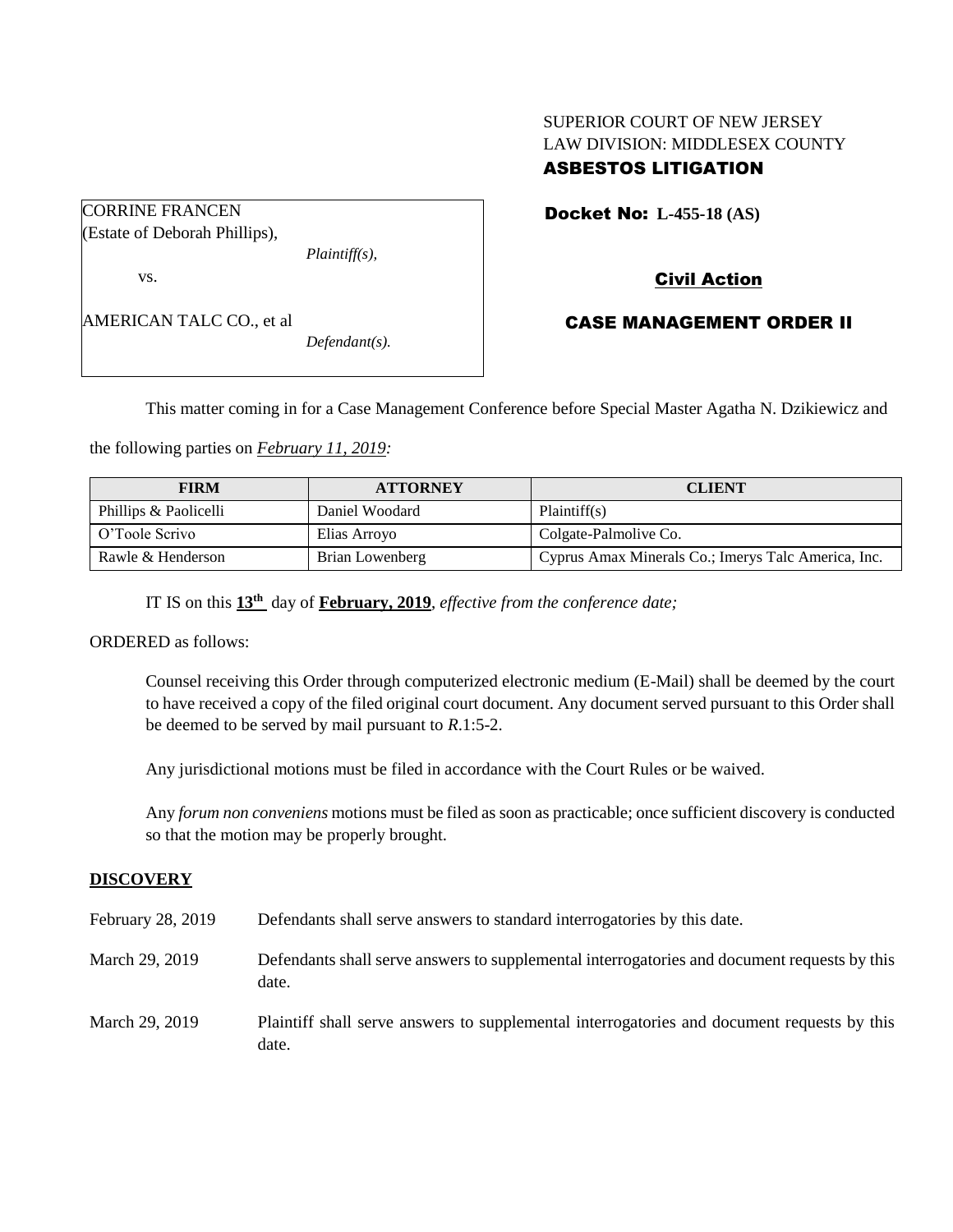SUPERIOR COURT OF NEW JERSEY
LAW DIVISION: MIDDLESEX COUNTY
**ASBESTOS LITIGATION**

CORRINE FRANCEN
(Estate of Deborah Phillips),
*Plaintiff(s),*

vs.

AMERICAN TALC CO., et al
*Defendant(s).*

**Docket No: L-455-18 (AS)**

**Civil Action**

**CASE MANAGEMENT ORDER II**

This matter coming in for a Case Management Conference before Special Master Agatha N. Dzikiewicz and the following parties on *February 11, 2019:*

| FIRM | ATTORNEY | CLIENT |
| --- | --- | --- |
| Phillips & Paolicelli | Daniel Woodard | Plaintiff(s) |
| O'Toole Scrivo | Elias Arroyo | Colgate-Palmolive Co. |
| Rawle & Henderson | Brian Lowenberg | Cyprus Amax Minerals Co.; Imerys Talc America, Inc. |

IT IS on this **13th** day of **February, 2019**, *effective from the conference date;*

ORDERED as follows:

Counsel receiving this Order through computerized electronic medium (E-Mail) shall be deemed by the court to have received a copy of the filed original court document. Any document served pursuant to this Order shall be deemed to be served by mail pursuant to *R*.1:5-2.

Any jurisdictional motions must be filed in accordance with the Court Rules or be waived.

Any *forum non conveniens* motions must be filed as soon as practicable; once sufficient discovery is conducted so that the motion may be properly brought.

## DISCOVERY

February 28, 2019 — Defendants shall serve answers to standard interrogatories by this date.

March 29, 2019 — Defendants shall serve answers to supplemental interrogatories and document requests by this date.

March 29, 2019 — Plaintiff shall serve answers to supplemental interrogatories and document requests by this date.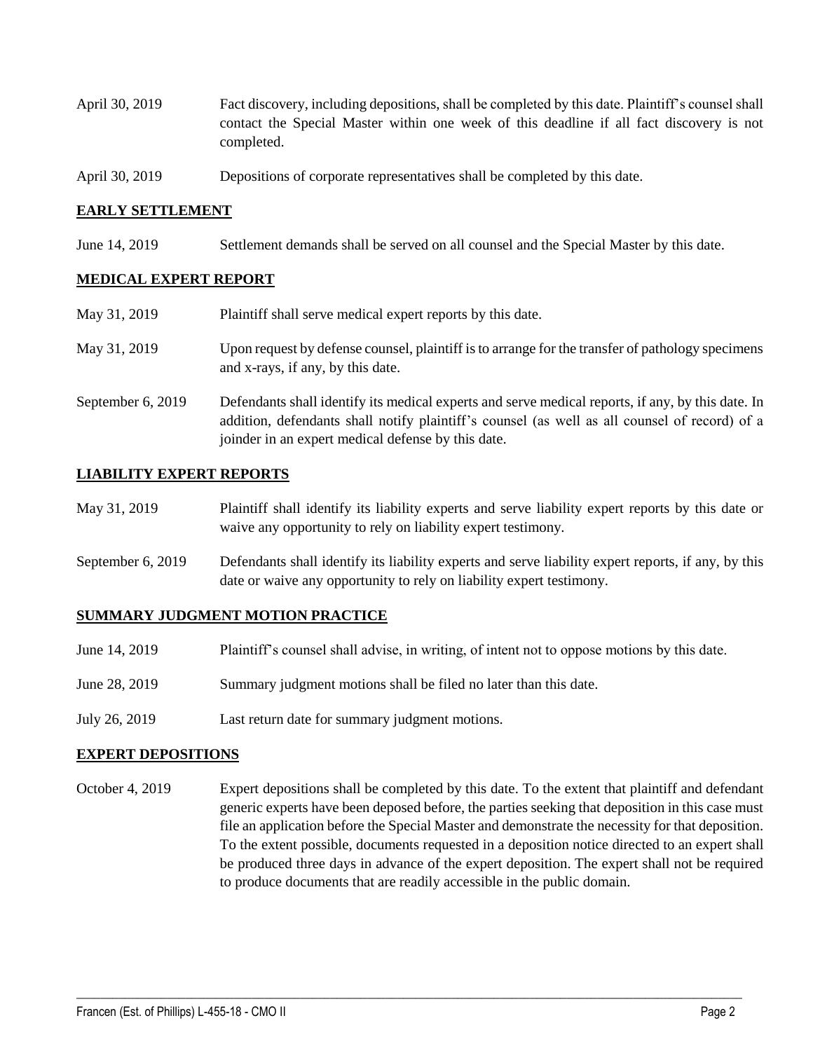| | |
|---|---|
| April 30, 2019 | Fact discovery, including depositions, shall be completed by this date. Plaintiff's counsel shall contact the Special Master within one week of this deadline if all fact discovery is not completed. |
| April 30, 2019 | Depositions of corporate representatives shall be completed by this date. |

## EARLY SETTLEMENT

| | |
|---|---|
| June 14, 2019 | Settlement demands shall be served on all counsel and the Special Master by this date. |

## MEDICAL EXPERT REPORT

| | |
|---|---|
| May 31, 2019 | Plaintiff shall serve medical expert reports by this date. |
| May 31, 2019 | Upon request by defense counsel, plaintiff is to arrange for the transfer of pathology specimens and x-rays, if any, by this date. |
| September 6, 2019 | Defendants shall identify its medical experts and serve medical reports, if any, by this date. In addition, defendants shall notify plaintiff's counsel (as well as all counsel of record) of a joinder in an expert medical defense by this date. |

## LIABILITY EXPERT REPORTS

| | |
|---|---|
| May 31, 2019 | Plaintiff shall identify its liability experts and serve liability expert reports by this date or waive any opportunity to rely on liability expert testimony. |
| September 6, 2019 | Defendants shall identify its liability experts and serve liability expert reports, if any, by this date or waive any opportunity to rely on liability expert testimony. |

## SUMMARY JUDGMENT MOTION PRACTICE

| | |
|---|---|
| June 14, 2019 | Plaintiff's counsel shall advise, in writing, of intent not to oppose motions by this date. |
| June 28, 2019 | Summary judgment motions shall be filed no later than this date. |
| July 26, 2019 | Last return date for summary judgment motions. |

## EXPERT DEPOSITIONS

| | |
|---|---|
| October 4, 2019 | Expert depositions shall be completed by this date. To the extent that plaintiff and defendant generic experts have been deposed before, the parties seeking that deposition in this case must file an application before the Special Master and demonstrate the necessity for that deposition. To the extent possible, documents requested in a deposition notice directed to an expert shall be produced three days in advance of the expert deposition. The expert shall not be required to produce documents that are readily accessible in the public domain. |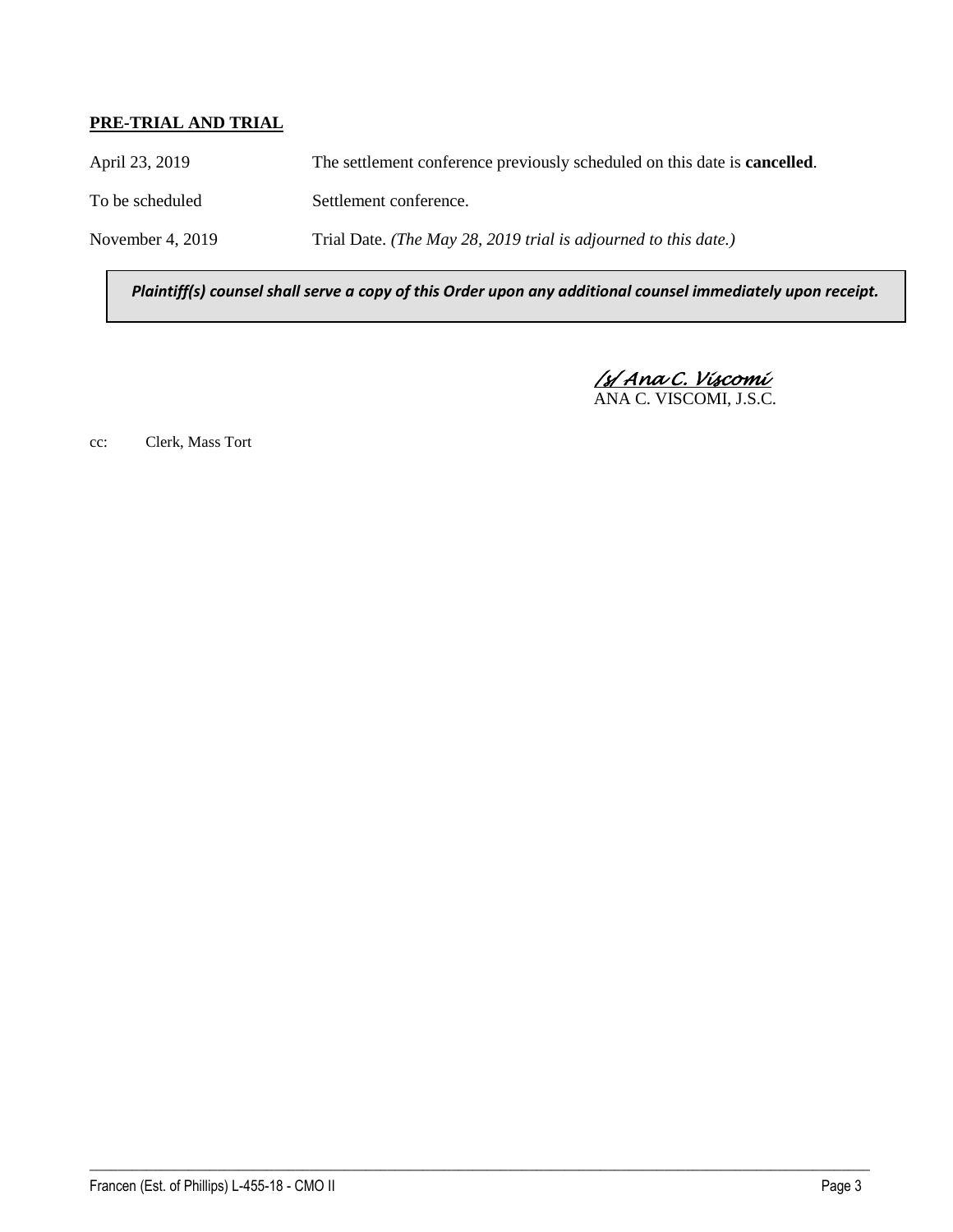**PRE-TRIAL AND TRIAL**

| | |
|---|---|
| April 23, 2019 | The settlement conference previously scheduled on this date is **cancelled**. |
| To be scheduled | Settlement conference. |
| November 4, 2019 | Trial Date. *(The May 28, 2019 trial is adjourned to this date.)* |

***Plaintiff(s) counsel shall serve a copy of this Order upon any additional counsel immediately upon receipt.***

/s/ Ana C. Viscomi
ANA C. VISCOMI, J.S.C.

cc: Clerk, Mass Tort